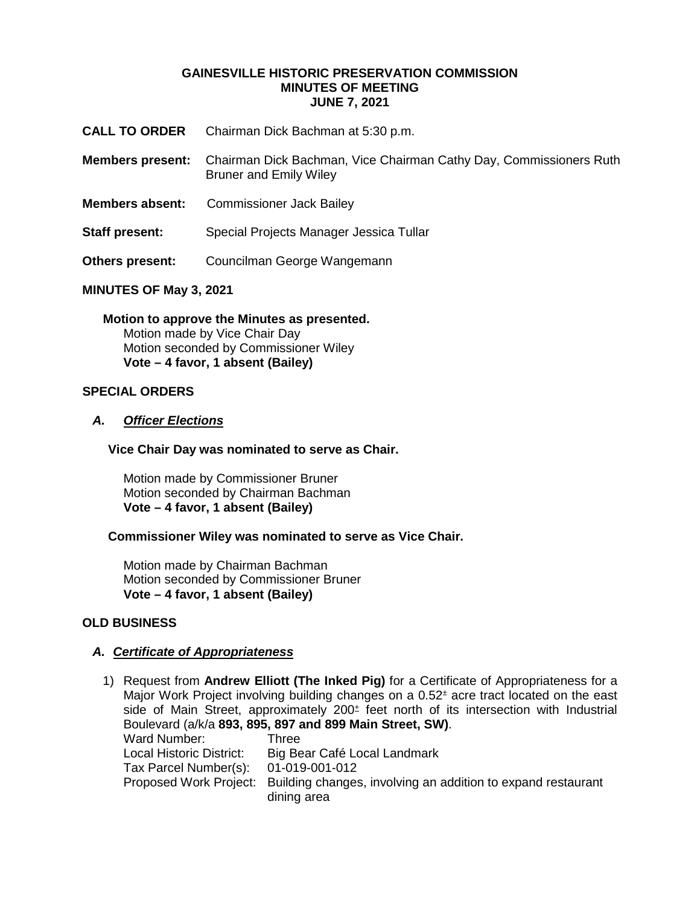# GAINESVILLE HISTORIC PRESERVATION COMMISSION
## MINUTES OF MEETING
### JUNE 7, 2021

**CALL TO ORDER** Chairman Dick Bachman at 5:30 p.m.

**Members present:** Chairman Dick Bachman, Vice Chairman Cathy Day, Commissioners Ruth Bruner and Emily Wiley

**Members absent:** Commissioner Jack Bailey

**Staff present:** Special Projects Manager Jessica Tullar

**Others present:** Councilman George Wangemann

**MINUTES OF May 3, 2021**

**Motion to approve the Minutes as presented.**
Motion made by Vice Chair Day
Motion seconded by Commissioner Wiley
**Vote – 4 favor, 1 absent (Bailey)**

**SPECIAL ORDERS**

***A. Officer Elections***

**Vice Chair Day was nominated to serve as Chair.**

Motion made by Commissioner Bruner
Motion seconded by Chairman Bachman
**Vote – 4 favor, 1 absent (Bailey)**

**Commissioner Wiley was nominated to serve as Vice Chair.**

Motion made by Chairman Bachman
Motion seconded by Commissioner Bruner
**Vote – 4 favor, 1 absent (Bailey)**

**OLD BUSINESS**

***A. Certificate of Appropriateness***

1) Request from **Andrew Elliott (The Inked Pig)** for a Certificate of Appropriateness for a Major Work Project involving building changes on a 0.52± acre tract located on the east side of Main Street, approximately 200± feet north of its intersection with Industrial Boulevard (a/k/a **893, 895, 897 and 899 Main Street, SW)**.
Ward Number: Three
Local Historic District: Big Bear Café Local Landmark
Tax Parcel Number(s): 01-019-001-012
Proposed Work Project: Building changes, involving an addition to expand restaurant dining area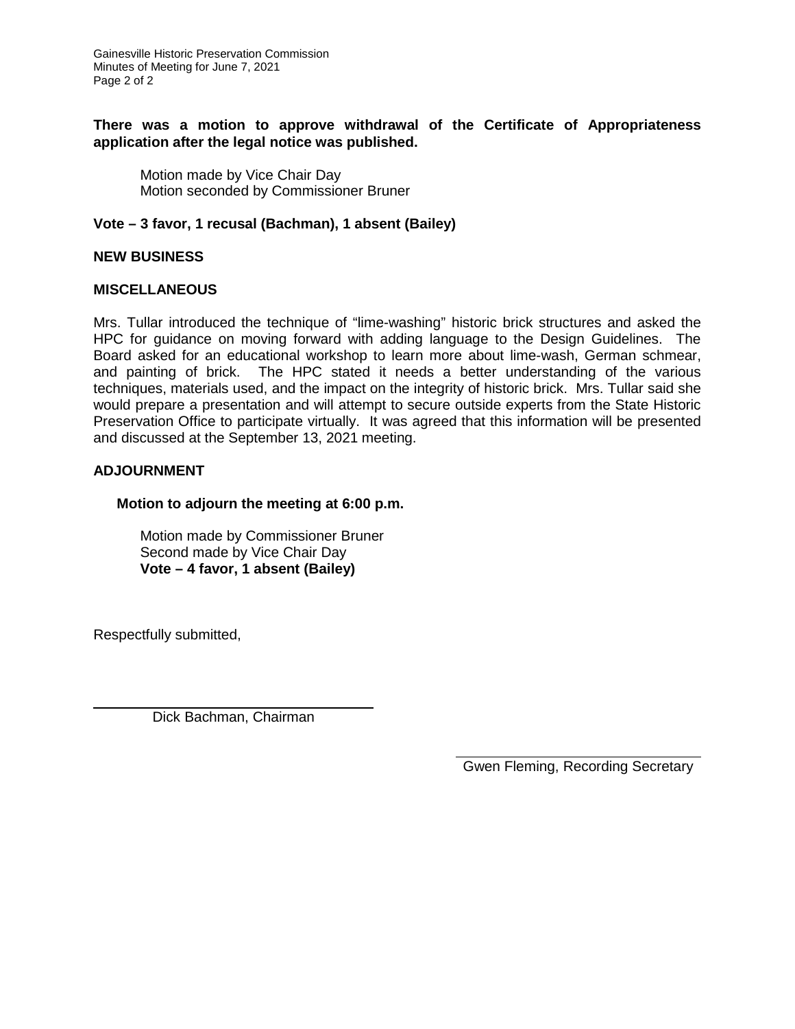**There was a motion to approve withdrawal of the Certificate of Appropriateness application after the legal notice was published.**

Motion made by Vice Chair Day
Motion seconded by Commissioner Bruner

**Vote – 3 favor, 1 recusal (Bachman), 1 absent (Bailey)**

**NEW BUSINESS**

**MISCELLANEOUS**

Mrs. Tullar introduced the technique of "lime-washing" historic brick structures and asked the HPC for guidance on moving forward with adding language to the Design Guidelines. The Board asked for an educational workshop to learn more about lime-wash, German schmear, and painting of brick. The HPC stated it needs a better understanding of the various techniques, materials used, and the impact on the integrity of historic brick. Mrs. Tullar said she would prepare a presentation and will attempt to secure outside experts from the State Historic Preservation Office to participate virtually. It was agreed that this information will be presented and discussed at the September 13, 2021 meeting.

**ADJOURNMENT**

**Motion to adjourn the meeting at 6:00 p.m.**

Motion made by Commissioner Bruner
Second made by Vice Chair Day
**Vote – 4 favor, 1 absent (Bailey)**

Respectfully submitted,

Dick Bachman, Chairman

Gwen Fleming, Recording Secretary